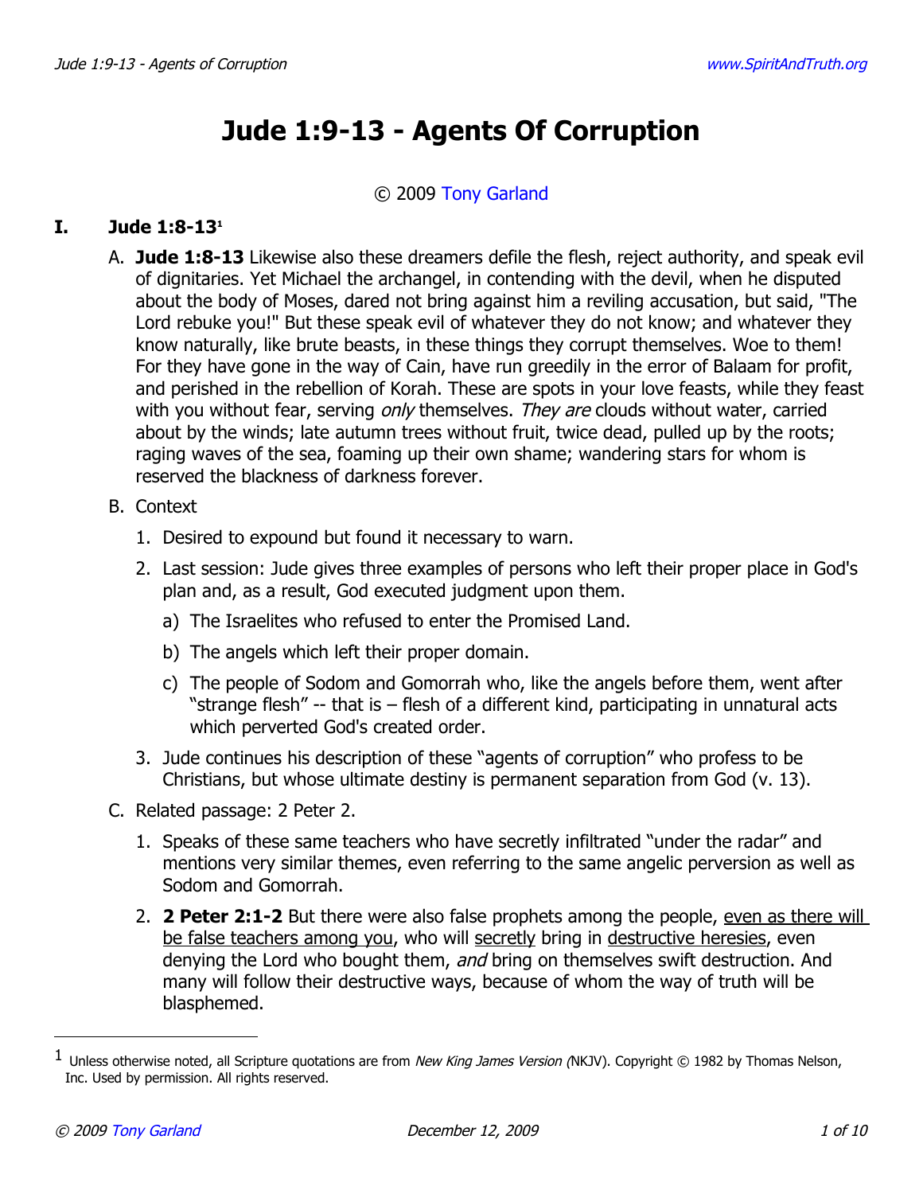# Jude 1:9-13 - Agents Of Corruption

© 2009 Tony Garland

## I. Jude 1:8-13[1]

A. **Jude 1:8-13** Likewise also these dreamers defile the flesh, reject authority, and speak evil of dignitaries. Yet Michael the archangel, in contending with the devil, when he disputed about the body of Moses, dared not bring against him a reviling accusation, but said, "The Lord rebuke you!" But these speak evil of whatever they do not know; and whatever they know naturally, like brute beasts, in these things they corrupt themselves. Woe to them! For they have gone in the way of Cain, have run greedily in the error of Balaam for profit, and perished in the rebellion of Korah. These are spots in your love feasts, while they feast with you without fear, serving *only* themselves. *They are* clouds without water, carried about by the winds; late autumn trees without fruit, twice dead, pulled up by the roots; raging waves of the sea, foaming up their own shame; wandering stars for whom is reserved the blackness of darkness forever.

B. Context

1. Desired to expound but found it necessary to warn.
2. Last session: Jude gives three examples of persons who left their proper place in God's plan and, as a result, God executed judgment upon them.
   a) The Israelites who refused to enter the Promised Land.
   b) The angels which left their proper domain.
   c) The people of Sodom and Gomorrah who, like the angels before them, went after "strange flesh" -- that is – flesh of a different kind, participating in unnatural acts which perverted God's created order.
3. Jude continues his description of these "agents of corruption" who profess to be Christians, but whose ultimate destiny is permanent separation from God (v. 13).

C. Related passage: 2 Peter 2.

1. Speaks of these same teachers who have secretly infiltrated "under the radar" and mentions very similar themes, even referring to the same angelic perversion as well as Sodom and Gomorrah.
2. **2 Peter 2:1-2** But there were also false prophets among the people, even as there will be false teachers among you, who will secretly bring in destructive heresies, even denying the Lord who bought them, *and* bring on themselves swift destruction. And many will follow their destructive ways, because of whom the way of truth will be blasphemed.

---

[1] Unless otherwise noted, all Scripture quotations are from *New King James Version* (NKJV). Copyright © 1982 by Thomas Nelson, Inc. Used by permission. All rights reserved.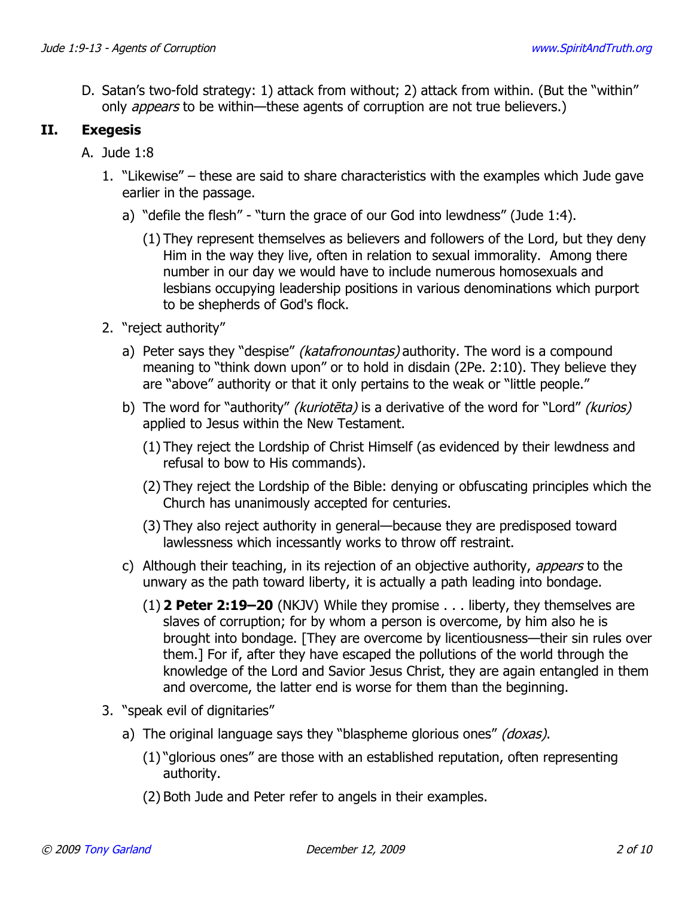D. Satan's two-fold strategy: 1) attack from without; 2) attack from within. (But the "within" only *appears* to be within—these agents of corruption are not true believers.)

## II. Exegesis

A. Jude 1:8

1. "Likewise" – these are said to share characteristics with the examples which Jude gave earlier in the passage.

   a) "defile the flesh" - "turn the grace of our God into lewdness" (Jude 1:4).

      (1) They represent themselves as believers and followers of the Lord, but they deny Him in the way they live, often in relation to sexual immorality. Among there number in our day we would have to include numerous homosexuals and lesbians occupying leadership positions in various denominations which purport to be shepherds of God's flock.

2. "reject authority"

   a) Peter says they "despise" *(katafronountas)* authority. The word is a compound meaning to "think down upon" or to hold in disdain (2Pe. 2:10). They believe they are "above" authority or that it only pertains to the weak or "little people."

   b) The word for "authority" *(kuriotēta)* is a derivative of the word for "Lord" *(kurios)* applied to Jesus within the New Testament.

      (1) They reject the Lordship of Christ Himself (as evidenced by their lewdness and refusal to bow to His commands).

      (2) They reject the Lordship of the Bible: denying or obfuscating principles which the Church has unanimously accepted for centuries.

      (3) They also reject authority in general—because they are predisposed toward lawlessness which incessantly works to throw off restraint.

   c) Although their teaching, in its rejection of an objective authority, *appears* to the unwary as the path toward liberty, it is actually a path leading into bondage.

      (1) **2 Peter 2:19–20** (NKJV) While they promise . . . liberty, they themselves are slaves of corruption; for by whom a person is overcome, by him also he is brought into bondage. [They are overcome by licentiousness—their sin rules over them.] For if, after they have escaped the pollutions of the world through the knowledge of the Lord and Savior Jesus Christ, they are again entangled in them and overcome, the latter end is worse for them than the beginning.

3. "speak evil of dignitaries"

   a) The original language says they "blaspheme glorious ones" *(doxas)*.

      (1) "glorious ones" are those with an established reputation, often representing authority.

      (2) Both Jude and Peter refer to angels in their examples.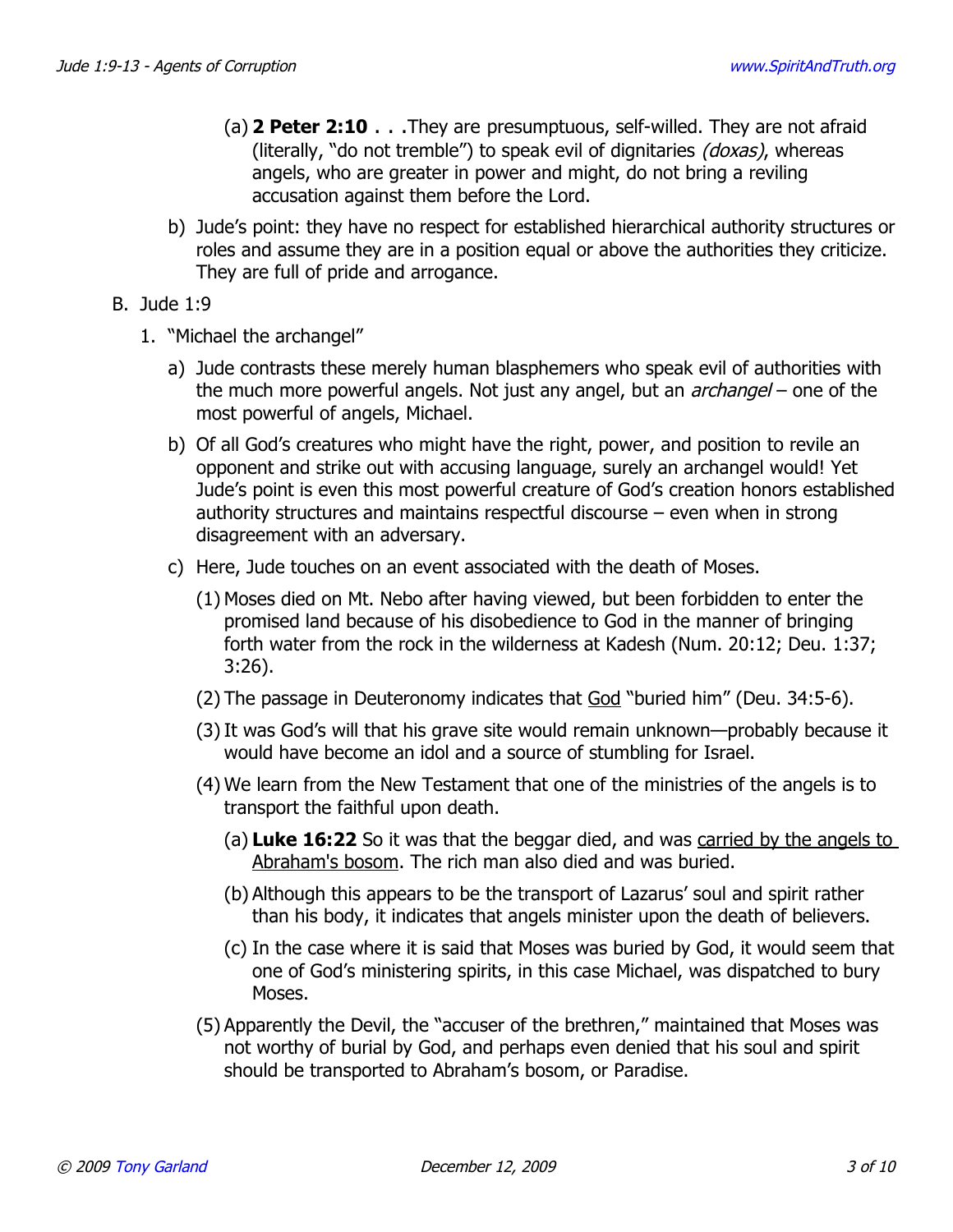(a) **2 Peter 2:10 . . .** They are presumptuous, self-willed. They are not afraid (literally, "do not tremble") to speak evil of dignitaries *(doxas)*, whereas angels, who are greater in power and might, do not bring a reviling accusation against them before the Lord.

b) Jude's point: they have no respect for established hierarchical authority structures or roles and assume they are in a position equal or above the authorities they criticize. They are full of pride and arrogance.

B. Jude 1:9

1. "Michael the archangel"

a) Jude contrasts these merely human blasphemers who speak evil of authorities with the much more powerful angels. Not just any angel, but an *archangel* – one of the most powerful of angels, Michael.

b) Of all God's creatures who might have the right, power, and position to revile an opponent and strike out with accusing language, surely an archangel would! Yet Jude's point is even this most powerful creature of God's creation honors established authority structures and maintains respectful discourse – even when in strong disagreement with an adversary.

c) Here, Jude touches on an event associated with the death of Moses.

(1) Moses died on Mt. Nebo after having viewed, but been forbidden to enter the promised land because of his disobedience to God in the manner of bringing forth water from the rock in the wilderness at Kadesh (Num. 20:12; Deu. 1:37; 3:26).

(2) The passage in Deuteronomy indicates that <u>God</u> "buried him" (Deu. 34:5-6).

(3) It was God's will that his grave site would remain unknown—probably because it would have become an idol and a source of stumbling for Israel.

(4) We learn from the New Testament that one of the ministries of the angels is to transport the faithful upon death.

(a) **Luke 16:22** So it was that the beggar died, and was <u>carried by the angels to Abraham's bosom</u>. The rich man also died and was buried.

(b) Although this appears to be the transport of Lazarus' soul and spirit rather than his body, it indicates that angels minister upon the death of believers.

(c) In the case where it is said that Moses was buried by God, it would seem that one of God's ministering spirits, in this case Michael, was dispatched to bury Moses.

(5) Apparently the Devil, the "accuser of the brethren," maintained that Moses was not worthy of burial by God, and perhaps even denied that his soul and spirit should be transported to Abraham's bosom, or Paradise.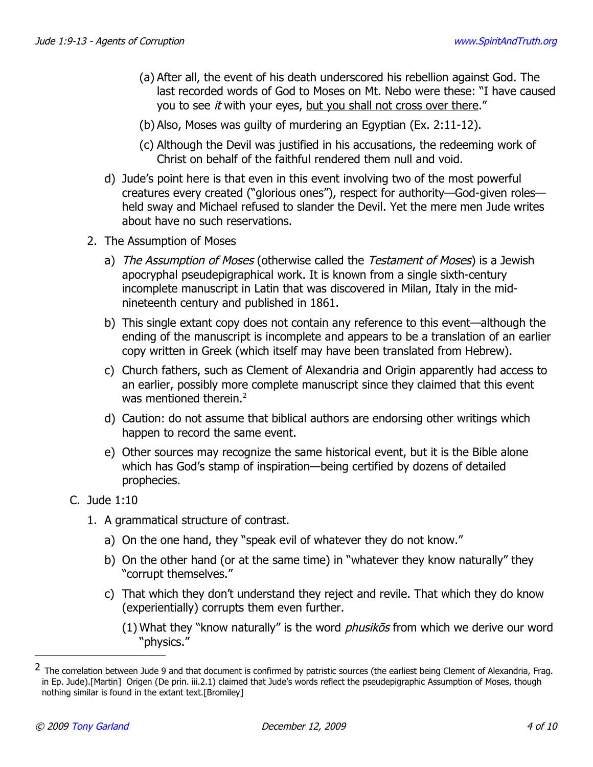- (a) After all, the event of his death underscored his rebellion against God. The last recorded words of God to Moses on Mt. Nebo were these: "I have caused you to see *it* with your eyes, <u>but you shall not cross over there</u>."
- (b) Also, Moses was guilty of murdering an Egyptian (Ex. 2:11-12).
- (c) Although the Devil was justified in his accusations, the redeeming work of Christ on behalf of the faithful rendered them null and void.

d) Jude's point here is that even in this event involving two of the most powerful creatures every created ("glorious ones"), respect for authority—God-given roles—held sway and Michael refused to slander the Devil. Yet the mere men Jude writes about have no such reservations.

2. The Assumption of Moses

a) *The Assumption of Moses* (otherwise called the *Testament of Moses*) is a Jewish apocryphal pseudepigraphical work. It is known from a <u>single</u> sixth-century incomplete manuscript in Latin that was discovered in Milan, Italy in the mid-nineteenth century and published in 1861.

b) This single extant copy <u>does not contain any reference to this event</u>—although the ending of the manuscript is incomplete and appears to be a translation of an earlier copy written in Greek (which itself may have been translated from Hebrew).

c) Church fathers, such as Clement of Alexandria and Origin apparently had access to an earlier, possibly more complete manuscript since they claimed that this event was mentioned therein.[2]

d) Caution: do not assume that biblical authors are endorsing other writings which happen to record the same event.

e) Other sources may recognize the same historical event, but it is the Bible alone which has God's stamp of inspiration—being certified by dozens of detailed prophecies.

C. Jude 1:10

1. A grammatical structure of contrast.

a) On the one hand, they "speak evil of whatever they do not know."

b) On the other hand (or at the same time) in "whatever they know naturally" they "corrupt themselves."

c) That which they don't understand they reject and revile. That which they do know (experientially) corrupts them even further.

- (1) What they "know naturally" is the word *phusikōs* from which we derive our word "physics."

---

[2] The correlation between Jude 9 and that document is confirmed by patristic sources (the earliest being Clement of Alexandria, Frag. in Ep. Jude).[Martin] Origen (De prin. iii.2.1) claimed that Jude's words reflect the pseudepigraphic Assumption of Moses, though nothing similar is found in the extant text.[Bromiley]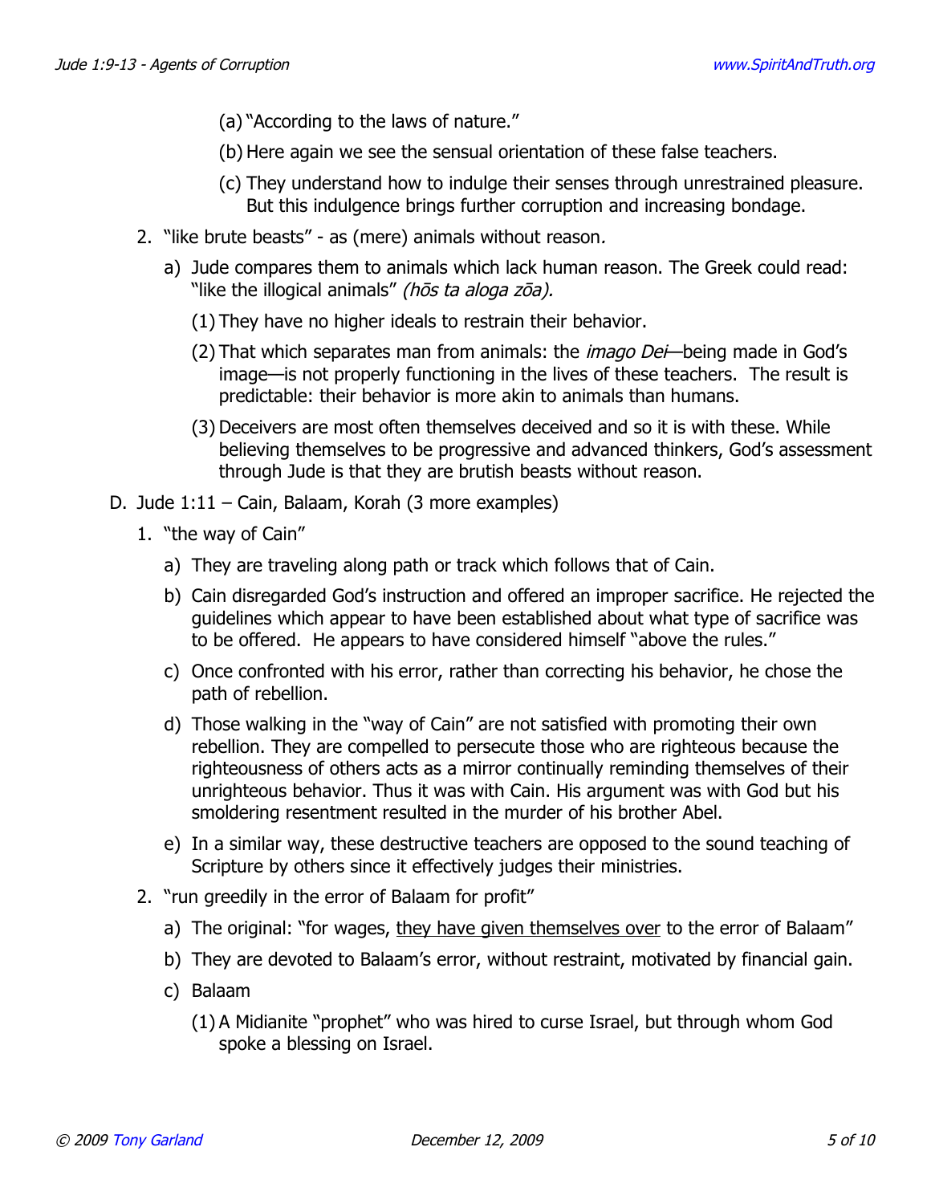(a) "According to the laws of nature."

(b) Here again we see the sensual orientation of these false teachers.

(c) They understand how to indulge their senses through unrestrained pleasure. But this indulgence brings further corruption and increasing bondage.

2. "like brute beasts" - as (mere) animals without reason*.*

   a) Jude compares them to animals which lack human reason. The Greek could read: "like the illogical animals" *(hōs ta aloga zōa).*

      (1) They have no higher ideals to restrain their behavior.

      (2) That which separates man from animals: the *imago Dei*—being made in God's image—is not properly functioning in the lives of these teachers. The result is predictable: their behavior is more akin to animals than humans.

      (3) Deceivers are most often themselves deceived and so it is with these. While believing themselves to be progressive and advanced thinkers, God's assessment through Jude is that they are brutish beasts without reason.

D. Jude 1:11 – Cain, Balaam, Korah (3 more examples)

1. "the way of Cain"

   a) They are traveling along path or track which follows that of Cain.

   b) Cain disregarded God's instruction and offered an improper sacrifice. He rejected the guidelines which appear to have been established about what type of sacrifice was to be offered. He appears to have considered himself "above the rules."

   c) Once confronted with his error, rather than correcting his behavior, he chose the path of rebellion.

   d) Those walking in the "way of Cain" are not satisfied with promoting their own rebellion. They are compelled to persecute those who are righteous because the righteousness of others acts as a mirror continually reminding themselves of their unrighteous behavior. Thus it was with Cain. His argument was with God but his smoldering resentment resulted in the murder of his brother Abel.

   e) In a similar way, these destructive teachers are opposed to the sound teaching of Scripture by others since it effectively judges their ministries.

2. "run greedily in the error of Balaam for profit"

   a) The original: "for wages, <u>they have given themselves over</u> to the error of Balaam"

   b) They are devoted to Balaam's error, without restraint, motivated by financial gain.

   c) Balaam

      (1) A Midianite "prophet" who was hired to curse Israel, but through whom God spoke a blessing on Israel.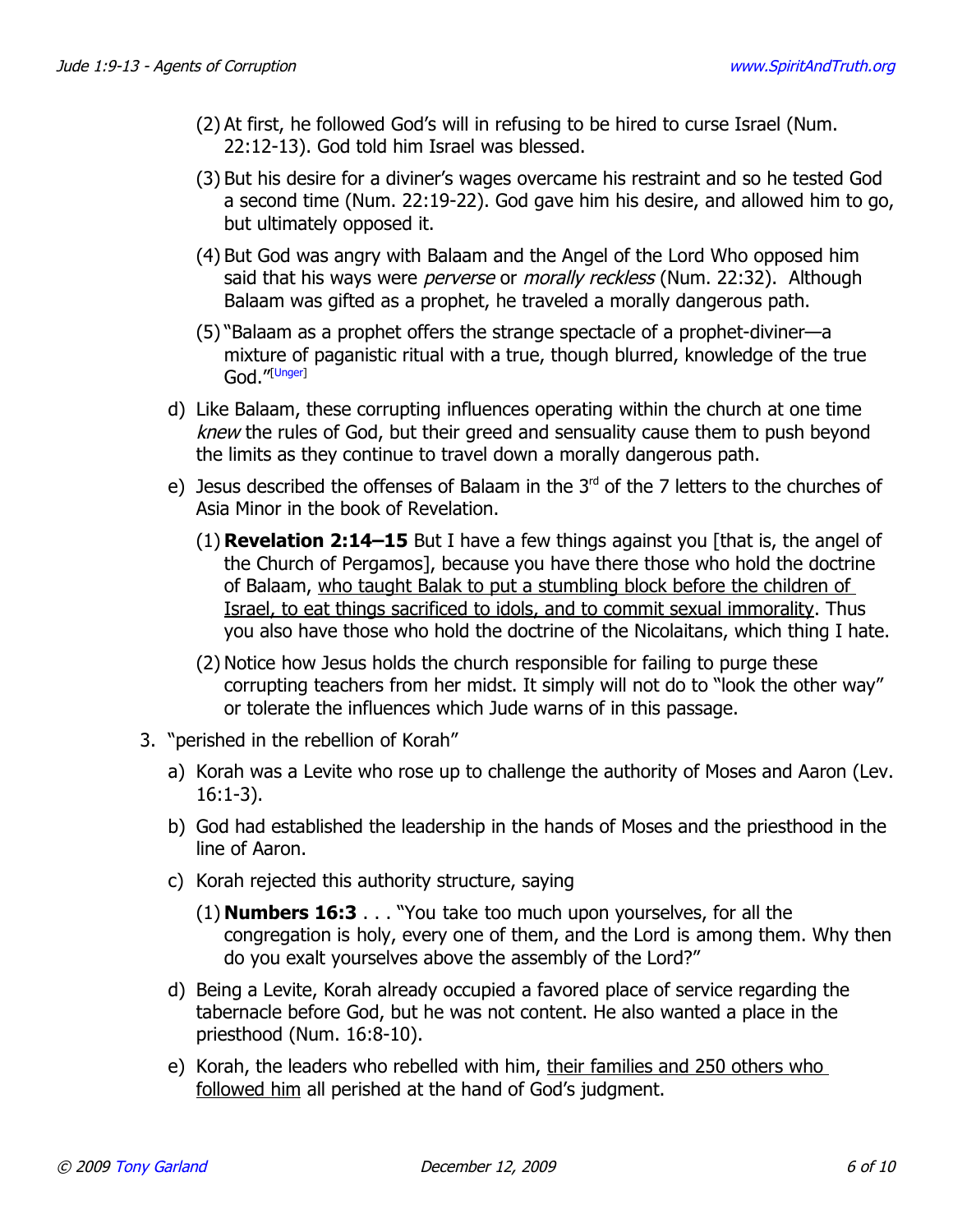(2) At first, he followed God's will in refusing to be hired to curse Israel (Num. 22:12-13). God told him Israel was blessed.

   (3) But his desire for a diviner's wages overcame his restraint and so he tested God a second time (Num. 22:19-22). God gave him his desire, and allowed him to go, but ultimately opposed it.

   (4) But God was angry with Balaam and the Angel of the Lord Who opposed him said that his ways were *perverse* or *morally reckless* (Num. 22:32). Although Balaam was gifted as a prophet, he traveled a morally dangerous path.

   (5) "Balaam as a prophet offers the strange spectacle of a prophet-diviner—a mixture of paganistic ritual with a true, though blurred, knowledge of the true God."[Unger]

d) Like Balaam, these corrupting influences operating within the church at one time *knew* the rules of God, but their greed and sensuality cause them to push beyond the limits as they continue to travel down a morally dangerous path.

e) Jesus described the offenses of Balaam in the 3rd of the 7 letters to the churches of Asia Minor in the book of Revelation.

   (1) **Revelation 2:14–15** But I have a few things against you [that is, the angel of the Church of Pergamos], because you have there those who hold the doctrine of Balaam, <u>who taught Balak to put a stumbling block before the children of Israel, to eat things sacrificed to idols, and to commit sexual immorality</u>. Thus you also have those who hold the doctrine of the Nicolaitans, which thing I hate.

   (2) Notice how Jesus holds the church responsible for failing to purge these corrupting teachers from her midst. It simply will not do to "look the other way" or tolerate the influences which Jude warns of in this passage.

3. "perished in the rebellion of Korah"

   a) Korah was a Levite who rose up to challenge the authority of Moses and Aaron (Lev. 16:1-3).

   b) God had established the leadership in the hands of Moses and the priesthood in the line of Aaron.

   c) Korah rejected this authority structure, saying

      (1) **Numbers 16:3** . . . "You take too much upon yourselves, for all the congregation is holy, every one of them, and the Lord is among them. Why then do you exalt yourselves above the assembly of the Lord?"

   d) Being a Levite, Korah already occupied a favored place of service regarding the tabernacle before God, but he was not content. He also wanted a place in the priesthood (Num. 16:8-10).

   e) Korah, the leaders who rebelled with him, <u>their families and 250 others who followed him</u> all perished at the hand of God's judgment.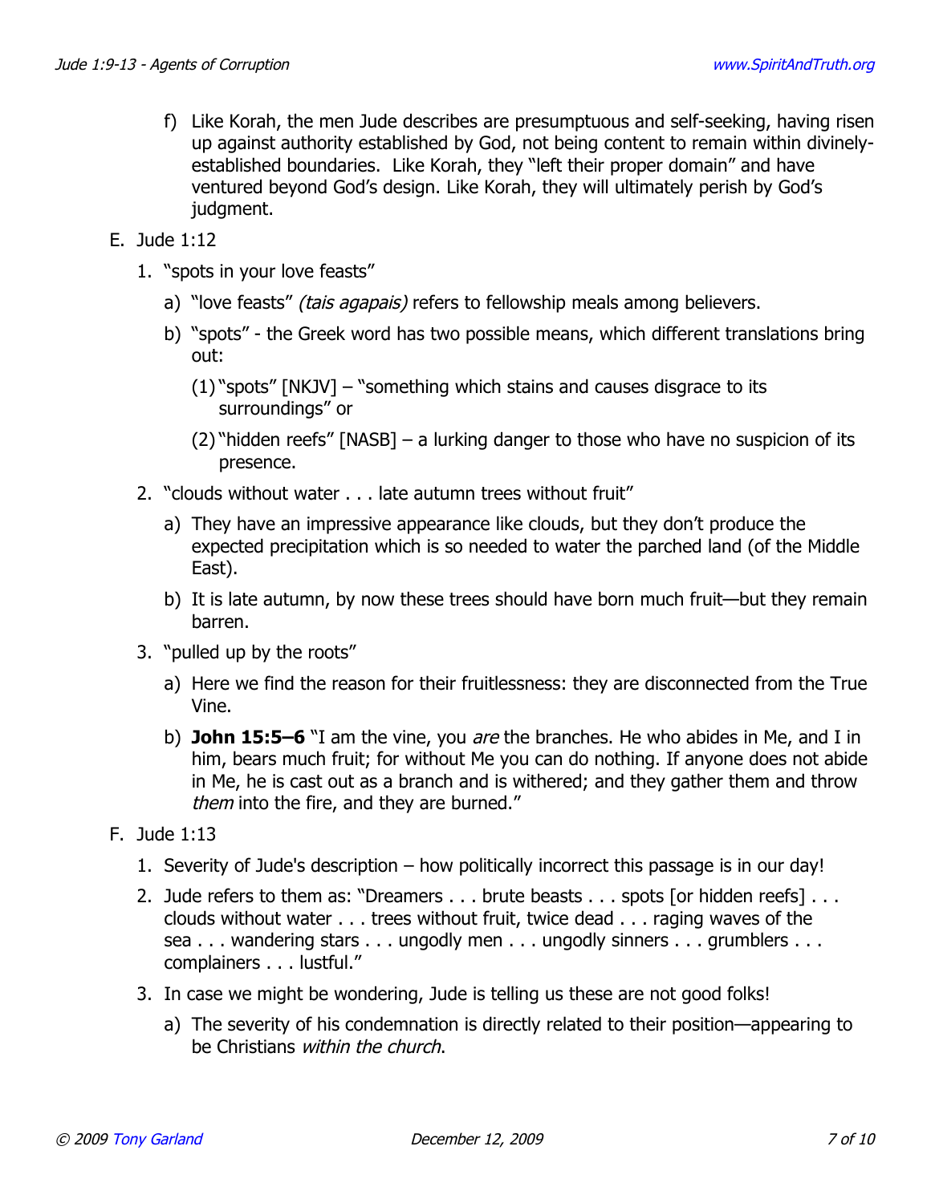f) Like Korah, the men Jude describes are presumptuous and self-seeking, having risen up against authority established by God, not being content to remain within divinely-established boundaries. Like Korah, they "left their proper domain" and have ventured beyond God's design. Like Korah, they will ultimately perish by God's judgment.

E. Jude 1:12

1. "spots in your love feasts"

   a) "love feasts" *(tais agapais)* refers to fellowship meals among believers.

   b) "spots" - the Greek word has two possible means, which different translations bring out:

      (1) "spots" [NKJV] – "something which stains and causes disgrace to its surroundings" or

      (2) "hidden reefs" [NASB] – a lurking danger to those who have no suspicion of its presence.

2. "clouds without water . . . late autumn trees without fruit"

   a) They have an impressive appearance like clouds, but they don't produce the expected precipitation which is so needed to water the parched land (of the Middle East).

   b) It is late autumn, by now these trees should have born much fruit—but they remain barren.

3. "pulled up by the roots"

   a) Here we find the reason for their fruitlessness: they are disconnected from the True Vine.

   b) **John 15:5–6** "I am the vine, you *are* the branches. He who abides in Me, and I in him, bears much fruit; for without Me you can do nothing. If anyone does not abide in Me, he is cast out as a branch and is withered; and they gather them and throw *them* into the fire, and they are burned."

F. Jude 1:13

1. Severity of Jude's description – how politically incorrect this passage is in our day!

2. Jude refers to them as: "Dreamers . . . brute beasts . . . spots [or hidden reefs] . . . clouds without water . . . trees without fruit, twice dead . . . raging waves of the sea . . . wandering stars . . . ungodly men . . . ungodly sinners . . . grumblers . . . complainers . . . lustful."

3. In case we might be wondering, Jude is telling us these are not good folks!

   a) The severity of his condemnation is directly related to their position—appearing to be Christians *within the church*.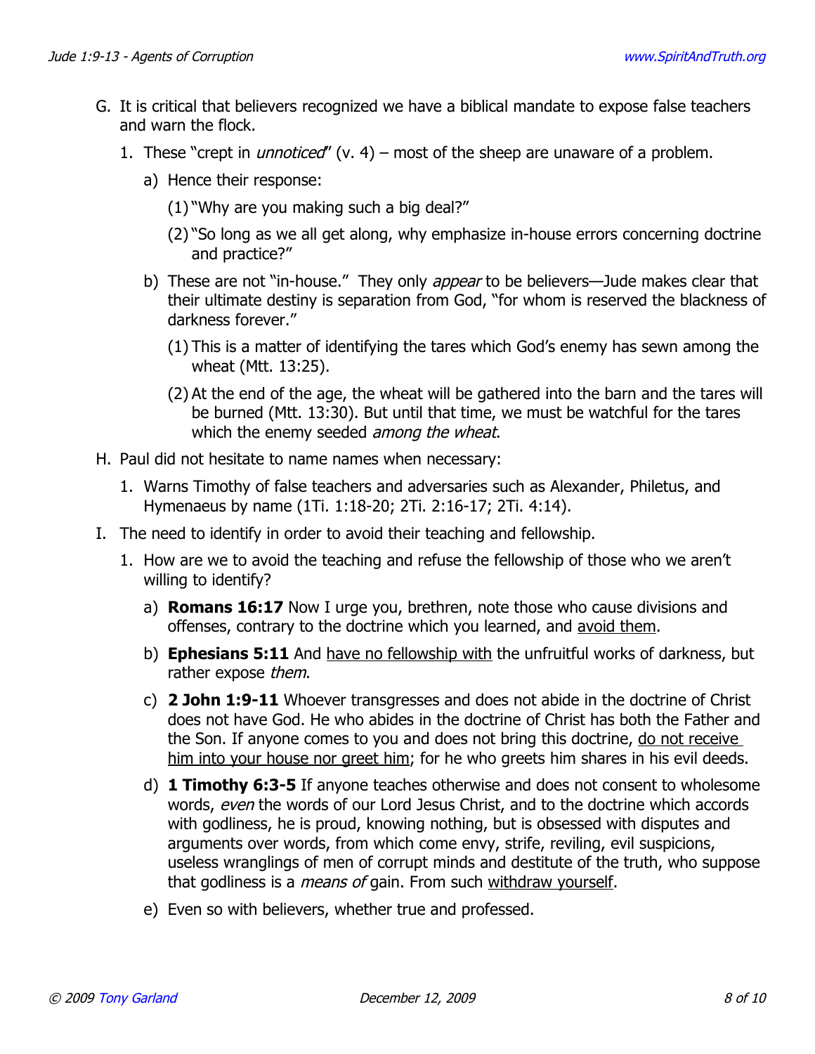G. It is critical that believers recognized we have a biblical mandate to expose false teachers and warn the flock.

   1. These "crept in *unnoticed*" (v. 4) – most of the sheep are unaware of a problem.

      a) Hence their response:

         (1) "Why are you making such a big deal?"

         (2) "So long as we all get along, why emphasize in-house errors concerning doctrine and practice?"

      b) These are not "in-house." They only *appear* to be believers—Jude makes clear that their ultimate destiny is separation from God, "for whom is reserved the blackness of darkness forever."

         (1) This is a matter of identifying the tares which God's enemy has sewn among the wheat (Mtt. 13:25).

         (2) At the end of the age, the wheat will be gathered into the barn and the tares will be burned (Mtt. 13:30). But until that time, we must be watchful for the tares which the enemy seeded *among the wheat*.

H. Paul did not hesitate to name names when necessary:

   1. Warns Timothy of false teachers and adversaries such as Alexander, Philetus, and Hymenaeus by name (1Ti. 1:18-20; 2Ti. 2:16-17; 2Ti. 4:14).

I. The need to identify in order to avoid their teaching and fellowship.

   1. How are we to avoid the teaching and refuse the fellowship of those who we aren't willing to identify?

      a) **Romans 16:17** Now I urge you, brethren, note those who cause divisions and offenses, contrary to the doctrine which you learned, and <u>avoid them</u>.

      b) **Ephesians 5:11** And <u>have no fellowship with</u> the unfruitful works of darkness, but rather expose *them*.

      c) **2 John 1:9-11** Whoever transgresses and does not abide in the doctrine of Christ does not have God. He who abides in the doctrine of Christ has both the Father and the Son. If anyone comes to you and does not bring this doctrine, <u>do not receive him into your house nor greet him</u>; for he who greets him shares in his evil deeds.

      d) **1 Timothy 6:3-5** If anyone teaches otherwise and does not consent to wholesome words, *even* the words of our Lord Jesus Christ, and to the doctrine which accords with godliness, he is proud, knowing nothing, but is obsessed with disputes and arguments over words, from which come envy, strife, reviling, evil suspicions, useless wranglings of men of corrupt minds and destitute of the truth, who suppose that godliness is a *means of* gain. From such <u>withdraw yourself</u>.

      e) Even so with believers, whether true and professed.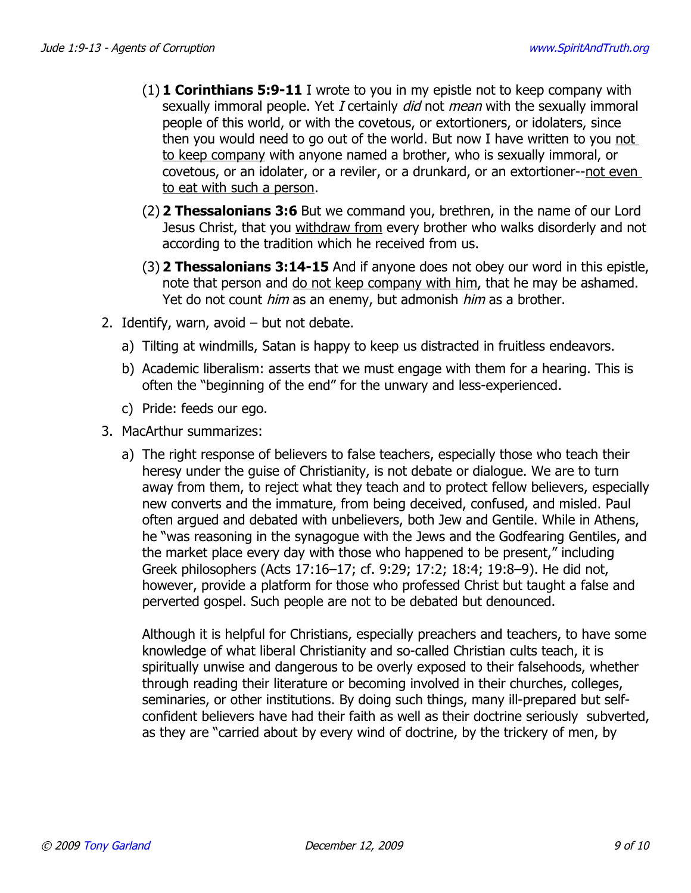(1) **1 Corinthians 5:9-11** I wrote to you in my epistle not to keep company with sexually immoral people. Yet *I* certainly *did* not *mean* with the sexually immoral people of this world, or with the covetous, or extortioners, or idolaters, since then you would need to go out of the world. But now I have written to you <u>not to keep company</u> with anyone named a brother, who is sexually immoral, or covetous, or an idolater, or a reviler, or a drunkard, or an extortioner--<u>not even to eat with such a person</u>.

(2) **2 Thessalonians 3:6** But we command you, brethren, in the name of our Lord Jesus Christ, that you <u>withdraw from</u> every brother who walks disorderly and not according to the tradition which he received from us.

(3) **2 Thessalonians 3:14-15** And if anyone does not obey our word in this epistle, note that person and <u>do not keep company with him</u>, that he may be ashamed. Yet do not count *him* as an enemy, but admonish *him* as a brother.

2. Identify, warn, avoid – but not debate.

   a) Tilting at windmills, Satan is happy to keep us distracted in fruitless endeavors.

   b) Academic liberalism: asserts that we must engage with them for a hearing. This is often the "beginning of the end" for the unwary and less-experienced.

   c) Pride: feeds our ego.

3. MacArthur summarizes:

   a) The right response of believers to false teachers, especially those who teach their heresy under the guise of Christianity, is not debate or dialogue. We are to turn away from them, to reject what they teach and to protect fellow believers, especially new converts and the immature, from being deceived, confused, and misled. Paul often argued and debated with unbelievers, both Jew and Gentile. While in Athens, he "was reasoning in the synagogue with the Jews and the Godfearing Gentiles, and the market place every day with those who happened to be present," including Greek philosophers (Acts 17:16–17; cf. 9:29; 17:2; 18:4; 19:8–9). He did not, however, provide a platform for those who professed Christ but taught a false and perverted gospel. Such people are not to be debated but denounced.

   Although it is helpful for Christians, especially preachers and teachers, to have some knowledge of what liberal Christianity and so-called Christian cults teach, it is spiritually unwise and dangerous to be overly exposed to their falsehoods, whether through reading their literature or becoming involved in their churches, colleges, seminaries, or other institutions. By doing such things, many ill-prepared but self-confident believers have had their faith as well as their doctrine seriously subverted, as they are "carried about by every wind of doctrine, by the trickery of men, by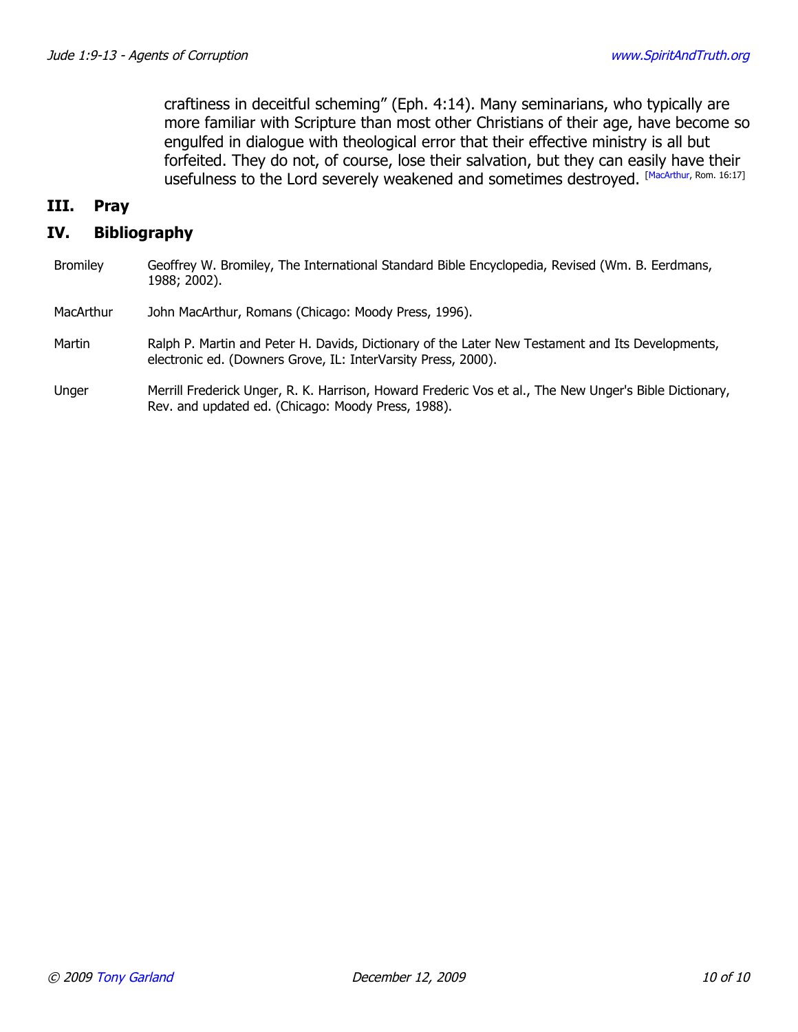craftiness in deceitful scheming" (Eph. 4:14). Many seminarians, who typically are more familiar with Scripture than most other Christians of their age, have become so engulfed in dialogue with theological error that their effective ministry is all but forfeited. They do not, of course, lose their salvation, but they can easily have their usefulness to the Lord severely weakened and sometimes destroyed. [MacArthur, Rom. 16:17]

## III. Pray

## IV. Bibliography

| | |
|---|---|
| Bromiley | Geoffrey W. Bromiley, The International Standard Bible Encyclopedia, Revised (Wm. B. Eerdmans, 1988; 2002). |
| MacArthur | John MacArthur, Romans (Chicago: Moody Press, 1996). |
| Martin | Ralph P. Martin and Peter H. Davids, Dictionary of the Later New Testament and Its Developments, electronic ed. (Downers Grove, IL: InterVarsity Press, 2000). |
| Unger | Merrill Frederick Unger, R. K. Harrison, Howard Frederic Vos et al., The New Unger's Bible Dictionary, Rev. and updated ed. (Chicago: Moody Press, 1988). |